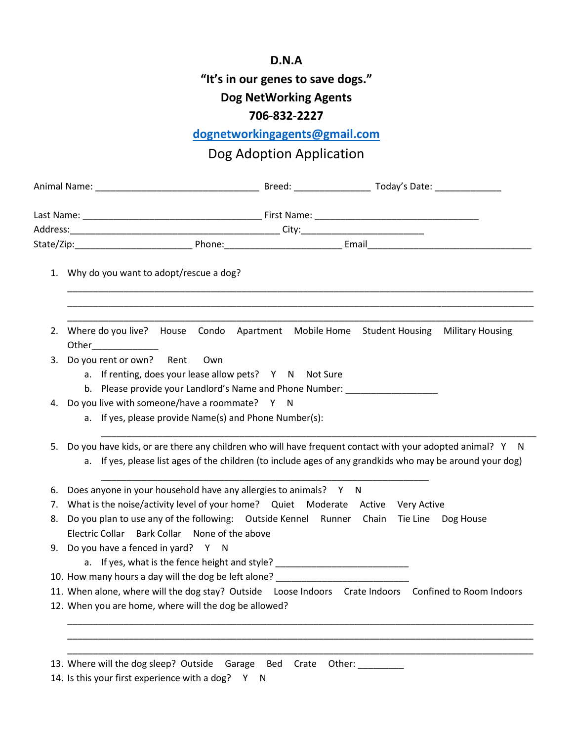**D.N.A**

**"It's in our genes to save dogs."**

**Dog NetWorking Agents**

**706-832-2227**

**dognetworkingagents@gmail.com**

# Dog Adoption Application

Animal Name: ______________________________ Breed: ______________ Today's Date: ____________

Last Name: _________________________________ First Name: ______________________________

Address:________________________________________ City:_______________________

State/Zip:______________________ Phone:______________________ Email_______________________________

1. Why do you want to adopt/rescue a dog?

   ________________________________________________________________________________________

   ________________________________________________________________________________________

   ________________________________________________________________________________________

2. Where do you live? House Condo Apartment Mobile Home Student Housing Military Housing Other____________
3. Do you rent or own? Rent Own
   a. If renting, does your lease allow pets? Y N Not Sure
   b. Please provide your Landlord's Name and Phone Number: _________________
4. Do you live with someone/have a roommate? Y N
   a. If yes, please provide Name(s) and Phone Number(s):

      ________________________________________________________________________________
5. Do you have kids, or are there any children who will have frequent contact with your adopted animal? Y N
   a. If yes, please list ages of the children (to include ages of any grandkids who may be around your dog)

      ______________________________________________________________
6. Does anyone in your household have any allergies to animals? Y N
7. What is the noise/activity level of your home? Quiet Moderate Active Very Active
8. Do you plan to use any of the following: Outside Kennel Runner Chain Tie Line Dog House Electric Collar Bark Collar None of the above
9. Do you have a fenced in yard? Y N
   a. If yes, what is the fence height and style? ________________________
10. How many hours a day will the dog be left alone? ________________________
11. When alone, where will the dog stay? Outside Loose Indoors Crate Indoors Confined to Room Indoors
12. When you are home, where will the dog be allowed?

    ________________________________________________________________________________________

    ________________________________________________________________________________________

    ________________________________________________________________________________________
13. Where will the dog sleep? Outside Garage Bed Crate Other: _________
14. Is this your first experience with a dog? Y N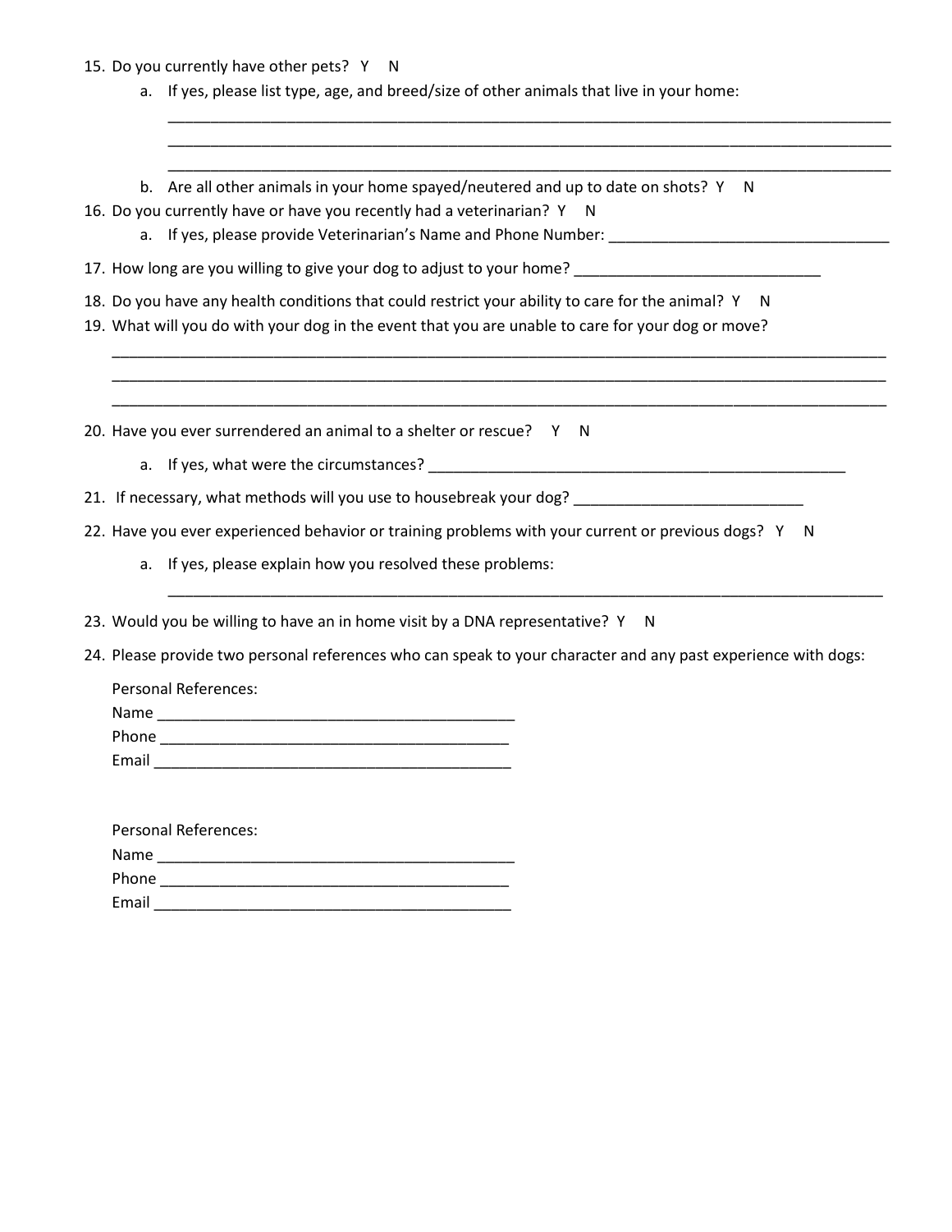15. Do you currently have other pets? Y N
    a. If yes, please list type, age, and breed/size of other animals that live in your home:
    ______________________________________________________________________________________
    ______________________________________________________________________________________
    ______________________________________________________________________________________
    b. Are all other animals in your home spayed/neutered and up to date on shots? Y N
16. Do you currently have or have you recently had a veterinarian? Y N
    a. If yes, please provide Veterinarian's Name and Phone Number: _________________________________
17. How long are you willing to give your dog to adjust to your home? _____________________________
18. Do you have any health conditions that could restrict your ability to care for the animal? Y N
19. What will you do with your dog in the event that you are unable to care for your dog or move?
    ______________________________________________________________________________________________
    ______________________________________________________________________________________________
    ______________________________________________________________________________________________
20. Have you ever surrendered an animal to a shelter or rescue? Y N
    a. If yes, what were the circumstances? ___________________________________________________
21. If necessary, what methods will you use to housebreak your dog? ___________________________
22. Have you ever experienced behavior or training problems with your current or previous dogs? Y N
    a. If yes, please explain how you resolved these problems:
    _____________________________________________________________________________________
23. Would you be willing to have an in home visit by a DNA representative? Y N
24. Please provide two personal references who can speak to your character and any past experience with dogs:

    Personal References:
    Name ___________________________________________
    Phone __________________________________________
    Email ___________________________________________

    Personal References:
    Name ___________________________________________
    Phone __________________________________________
    Email ___________________________________________